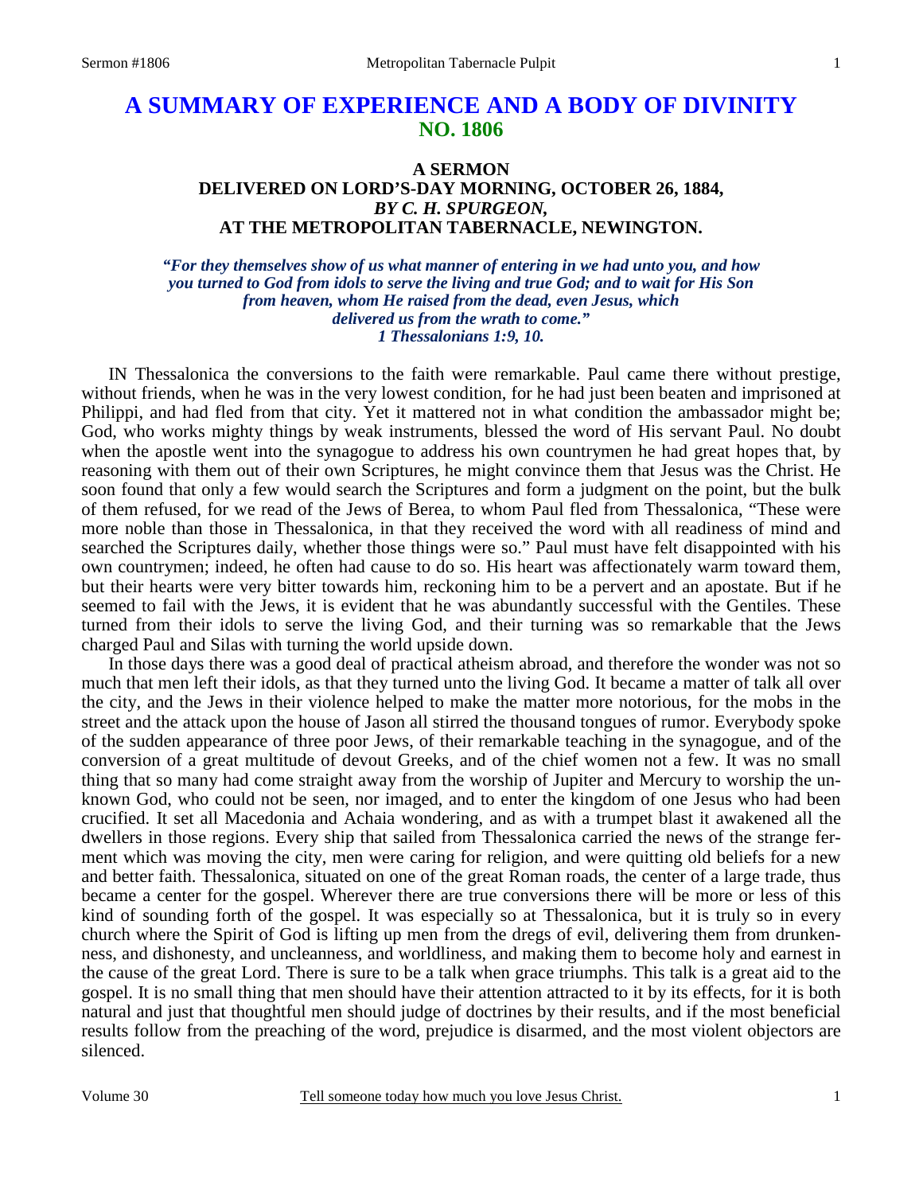# A SUMMARY OF EXPERIENCE AND A BODY OF DIVINITY
## NO. 1806

### A SERMON
### DELIVERED ON LORD'S-DAY MORNING, OCTOBER 26, 1884,
### *BY C. H. SPURGEON,*
### AT THE METROPOLITAN TABERNACLE, NEWINGTON.

***"For they themselves show of us what manner of entering in we had unto you, and how you turned to God from idols to serve the living and true God; and to wait for His Son from heaven, whom He raised from the dead, even Jesus, which delivered us from the wrath to come."***
***1 Thessalonians 1:9, 10.***

IN Thessalonica the conversions to the faith were remarkable. Paul came there without prestige, without friends, when he was in the very lowest condition, for he had just been beaten and imprisoned at Philippi, and had fled from that city. Yet it mattered not in what condition the ambassador might be; God, who works mighty things by weak instruments, blessed the word of His servant Paul. No doubt when the apostle went into the synagogue to address his own countrymen he had great hopes that, by reasoning with them out of their own Scriptures, he might convince them that Jesus was the Christ. He soon found that only a few would search the Scriptures and form a judgment on the point, but the bulk of them refused, for we read of the Jews of Berea, to whom Paul fled from Thessalonica, "These were more noble than those in Thessalonica, in that they received the word with all readiness of mind and searched the Scriptures daily, whether those things were so." Paul must have felt disappointed with his own countrymen; indeed, he often had cause to do so. His heart was affectionately warm toward them, but their hearts were very bitter towards him, reckoning him to be a pervert and an apostate. But if he seemed to fail with the Jews, it is evident that he was abundantly successful with the Gentiles. These turned from their idols to serve the living God, and their turning was so remarkable that the Jews charged Paul and Silas with turning the world upside down.

In those days there was a good deal of practical atheism abroad, and therefore the wonder was not so much that men left their idols, as that they turned unto the living God. It became a matter of talk all over the city, and the Jews in their violence helped to make the matter more notorious, for the mobs in the street and the attack upon the house of Jason all stirred the thousand tongues of rumor. Everybody spoke of the sudden appearance of three poor Jews, of their remarkable teaching in the synagogue, and of the conversion of a great multitude of devout Greeks, and of the chief women not a few. It was no small thing that so many had come straight away from the worship of Jupiter and Mercury to worship the unknown God, who could not be seen, nor imaged, and to enter the kingdom of one Jesus who had been crucified. It set all Macedonia and Achaia wondering, and as with a trumpet blast it awakened all the dwellers in those regions. Every ship that sailed from Thessalonica carried the news of the strange ferment which was moving the city, men were caring for religion, and were quitting old beliefs for a new and better faith. Thessalonica, situated on one of the great Roman roads, the center of a large trade, thus became a center for the gospel. Wherever there are true conversions there will be more or less of this kind of sounding forth of the gospel. It was especially so at Thessalonica, but it is truly so in every church where the Spirit of God is lifting up men from the dregs of evil, delivering them from drunkenness, and dishonesty, and uncleanness, and worldliness, and making them to become holy and earnest in the cause of the great Lord. There is sure to be a talk when grace triumphs. This talk is a great aid to the gospel. It is no small thing that men should have their attention attracted to it by its effects, for it is both natural and just that thoughtful men should judge of doctrines by their results, and if the most beneficial results follow from the preaching of the word, prejudice is disarmed, and the most violent objectors are silenced.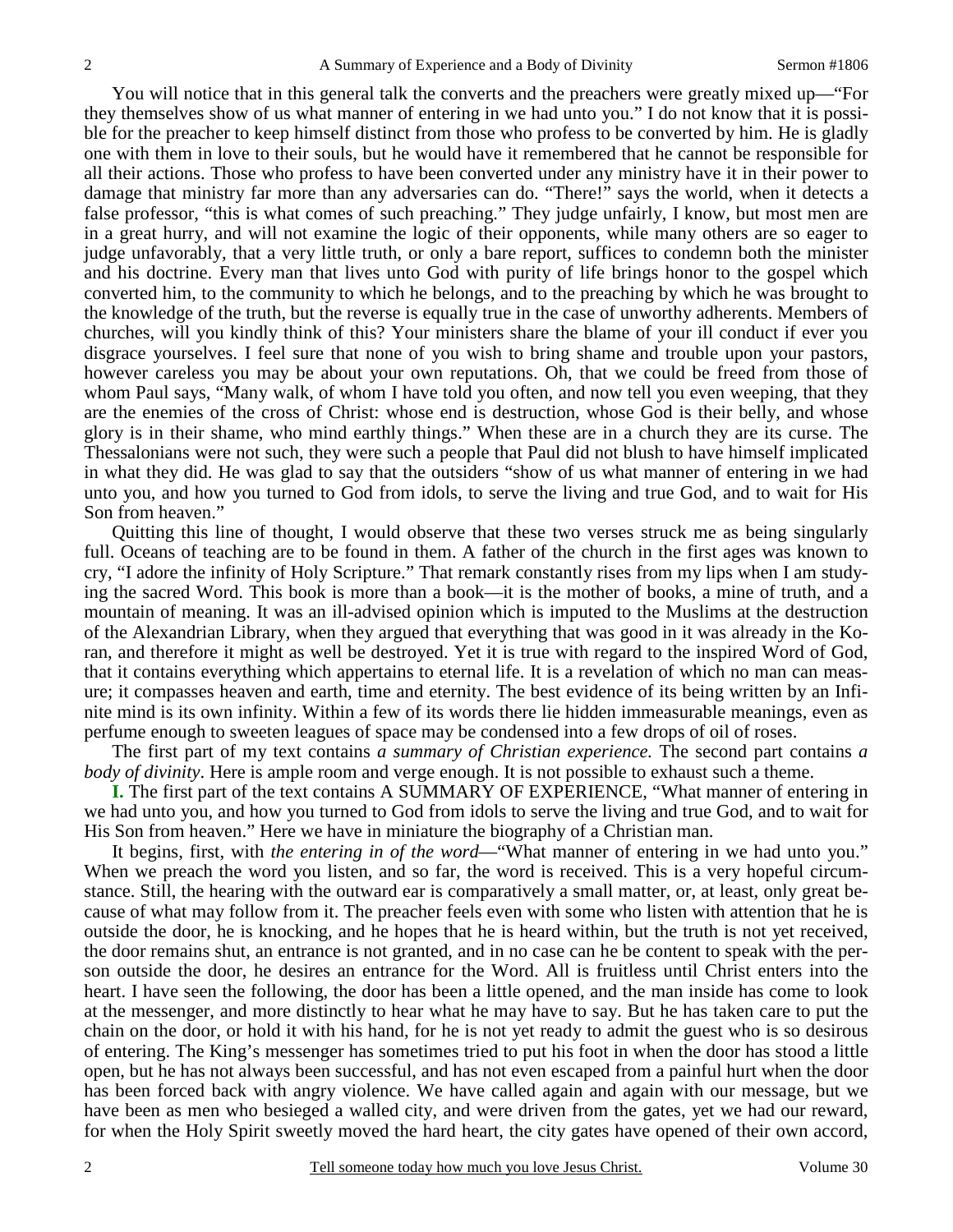You will notice that in this general talk the converts and the preachers were greatly mixed up—"For they themselves show of us what manner of entering in we had unto you." I do not know that it is possible for the preacher to keep himself distinct from those who profess to be converted by him. He is gladly one with them in love to their souls, but he would have it remembered that he cannot be responsible for all their actions. Those who profess to have been converted under any ministry have it in their power to damage that ministry far more than any adversaries can do. "There!" says the world, when it detects a false professor, "this is what comes of such preaching." They judge unfairly, I know, but most men are in a great hurry, and will not examine the logic of their opponents, while many others are so eager to judge unfavorably, that a very little truth, or only a bare report, suffices to condemn both the minister and his doctrine. Every man that lives unto God with purity of life brings honor to the gospel which converted him, to the community to which he belongs, and to the preaching by which he was brought to the knowledge of the truth, but the reverse is equally true in the case of unworthy adherents. Members of churches, will you kindly think of this? Your ministers share the blame of your ill conduct if ever you disgrace yourselves. I feel sure that none of you wish to bring shame and trouble upon your pastors, however careless you may be about your own reputations. Oh, that we could be freed from those of whom Paul says, "Many walk, of whom I have told you often, and now tell you even weeping, that they are the enemies of the cross of Christ: whose end is destruction, whose God is their belly, and whose glory is in their shame, who mind earthly things." When these are in a church they are its curse. The Thessalonians were not such, they were such a people that Paul did not blush to have himself implicated in what they did. He was glad to say that the outsiders "show of us what manner of entering in we had unto you, and how you turned to God from idols, to serve the living and true God, and to wait for His Son from heaven."

Quitting this line of thought, I would observe that these two verses struck me as being singularly full. Oceans of teaching are to be found in them. A father of the church in the first ages was known to cry, "I adore the infinity of Holy Scripture." That remark constantly rises from my lips when I am studying the sacred Word. This book is more than a book—it is the mother of books, a mine of truth, and a mountain of meaning. It was an ill-advised opinion which is imputed to the Muslims at the destruction of the Alexandrian Library, when they argued that everything that was good in it was already in the Koran, and therefore it might as well be destroyed. Yet it is true with regard to the inspired Word of God, that it contains everything which appertains to eternal life. It is a revelation of which no man can measure; it compasses heaven and earth, time and eternity. The best evidence of its being written by an Infinite mind is its own infinity. Within a few of its words there lie hidden immeasurable meanings, even as perfume enough to sweeten leagues of space may be condensed into a few drops of oil of roses.

The first part of my text contains *a summary of Christian experience.* The second part contains *a body of divinity*. Here is ample room and verge enough. It is not possible to exhaust such a theme.

**I.** The first part of the text contains A SUMMARY OF EXPERIENCE, "What manner of entering in we had unto you, and how you turned to God from idols to serve the living and true God, and to wait for His Son from heaven." Here we have in miniature the biography of a Christian man.

It begins, first, with *the entering in of the word*—"What manner of entering in we had unto you." When we preach the word you listen, and so far, the word is received. This is a very hopeful circumstance. Still, the hearing with the outward ear is comparatively a small matter, or, at least, only great because of what may follow from it. The preacher feels even with some who listen with attention that he is outside the door, he is knocking, and he hopes that he is heard within, but the truth is not yet received, the door remains shut, an entrance is not granted, and in no case can he be content to speak with the person outside the door, he desires an entrance for the Word. All is fruitless until Christ enters into the heart. I have seen the following, the door has been a little opened, and the man inside has come to look at the messenger, and more distinctly to hear what he may have to say. But he has taken care to put the chain on the door, or hold it with his hand, for he is not yet ready to admit the guest who is so desirous of entering. The King's messenger has sometimes tried to put his foot in when the door has stood a little open, but he has not always been successful, and has not even escaped from a painful hurt when the door has been forced back with angry violence. We have called again and again with our message, but we have been as men who besieged a walled city, and were driven from the gates, yet we had our reward, for when the Holy Spirit sweetly moved the hard heart, the city gates have opened of their own accord,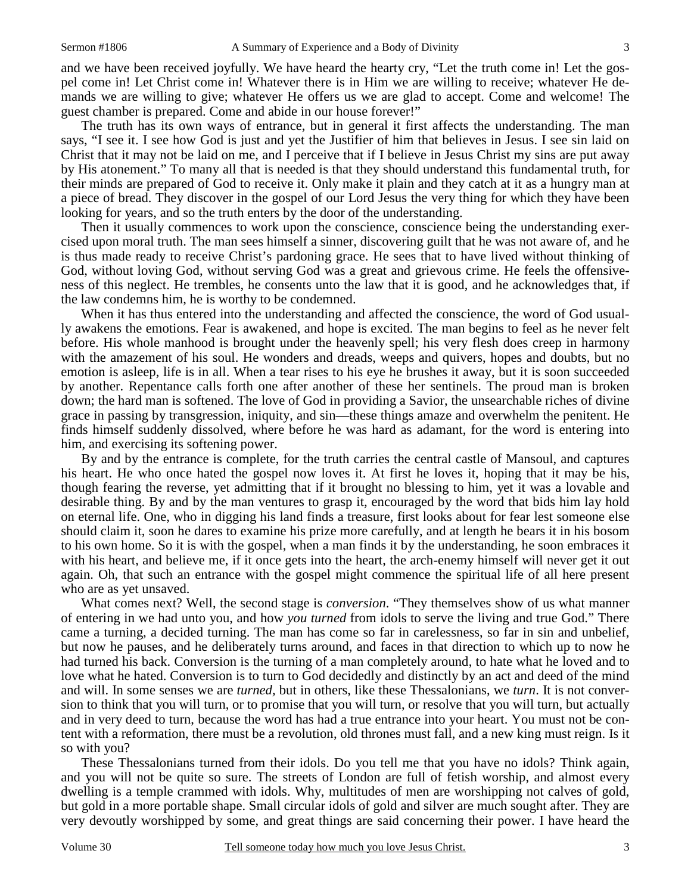and we have been received joyfully. We have heard the hearty cry, "Let the truth come in! Let the gospel come in! Let Christ come in! Whatever there is in Him we are willing to receive; whatever He demands we are willing to give; whatever He offers us we are glad to accept. Come and welcome! The guest chamber is prepared. Come and abide in our house forever!"

The truth has its own ways of entrance, but in general it first affects the understanding. The man says, "I see it. I see how God is just and yet the Justifier of him that believes in Jesus. I see sin laid on Christ that it may not be laid on me, and I perceive that if I believe in Jesus Christ my sins are put away by His atonement." To many all that is needed is that they should understand this fundamental truth, for their minds are prepared of God to receive it. Only make it plain and they catch at it as a hungry man at a piece of bread. They discover in the gospel of our Lord Jesus the very thing for which they have been looking for years, and so the truth enters by the door of the understanding.

Then it usually commences to work upon the conscience, conscience being the understanding exercised upon moral truth. The man sees himself a sinner, discovering guilt that he was not aware of, and he is thus made ready to receive Christ's pardoning grace. He sees that to have lived without thinking of God, without loving God, without serving God was a great and grievous crime. He feels the offensiveness of this neglect. He trembles, he consents unto the law that it is good, and he acknowledges that, if the law condemns him, he is worthy to be condemned.

When it has thus entered into the understanding and affected the conscience, the word of God usually awakens the emotions. Fear is awakened, and hope is excited. The man begins to feel as he never felt before. His whole manhood is brought under the heavenly spell; his very flesh does creep in harmony with the amazement of his soul. He wonders and dreads, weeps and quivers, hopes and doubts, but no emotion is asleep, life is in all. When a tear rises to his eye he brushes it away, but it is soon succeeded by another. Repentance calls forth one after another of these her sentinels. The proud man is broken down; the hard man is softened. The love of God in providing a Savior, the unsearchable riches of divine grace in passing by transgression, iniquity, and sin—these things amaze and overwhelm the penitent. He finds himself suddenly dissolved, where before he was hard as adamant, for the word is entering into him, and exercising its softening power.

By and by the entrance is complete, for the truth carries the central castle of Mansoul, and captures his heart. He who once hated the gospel now loves it. At first he loves it, hoping that it may be his, though fearing the reverse, yet admitting that if it brought no blessing to him, yet it was a lovable and desirable thing. By and by the man ventures to grasp it, encouraged by the word that bids him lay hold on eternal life. One, who in digging his land finds a treasure, first looks about for fear lest someone else should claim it, soon he dares to examine his prize more carefully, and at length he bears it in his bosom to his own home. So it is with the gospel, when a man finds it by the understanding, he soon embraces it with his heart, and believe me, if it once gets into the heart, the arch-enemy himself will never get it out again. Oh, that such an entrance with the gospel might commence the spiritual life of all here present who are as yet unsaved.

What comes next? Well, the second stage is *conversion*. "They themselves show of us what manner of entering in we had unto you, and how *you turned* from idols to serve the living and true God." There came a turning, a decided turning. The man has come so far in carelessness, so far in sin and unbelief, but now he pauses, and he deliberately turns around, and faces in that direction to which up to now he had turned his back. Conversion is the turning of a man completely around, to hate what he loved and to love what he hated. Conversion is to turn to God decidedly and distinctly by an act and deed of the mind and will. In some senses we are *turned*, but in others, like these Thessalonians, we *turn*. It is not conversion to think that you will turn, or to promise that you will turn, or resolve that you will turn, but actually and in very deed to turn, because the word has had a true entrance into your heart. You must not be content with a reformation, there must be a revolution, old thrones must fall, and a new king must reign. Is it so with you?

These Thessalonians turned from their idols. Do you tell me that you have no idols? Think again, and you will not be quite so sure. The streets of London are full of fetish worship, and almost every dwelling is a temple crammed with idols. Why, multitudes of men are worshipping not calves of gold, but gold in a more portable shape. Small circular idols of gold and silver are much sought after. They are very devoutly worshipped by some, and great things are said concerning their power. I have heard the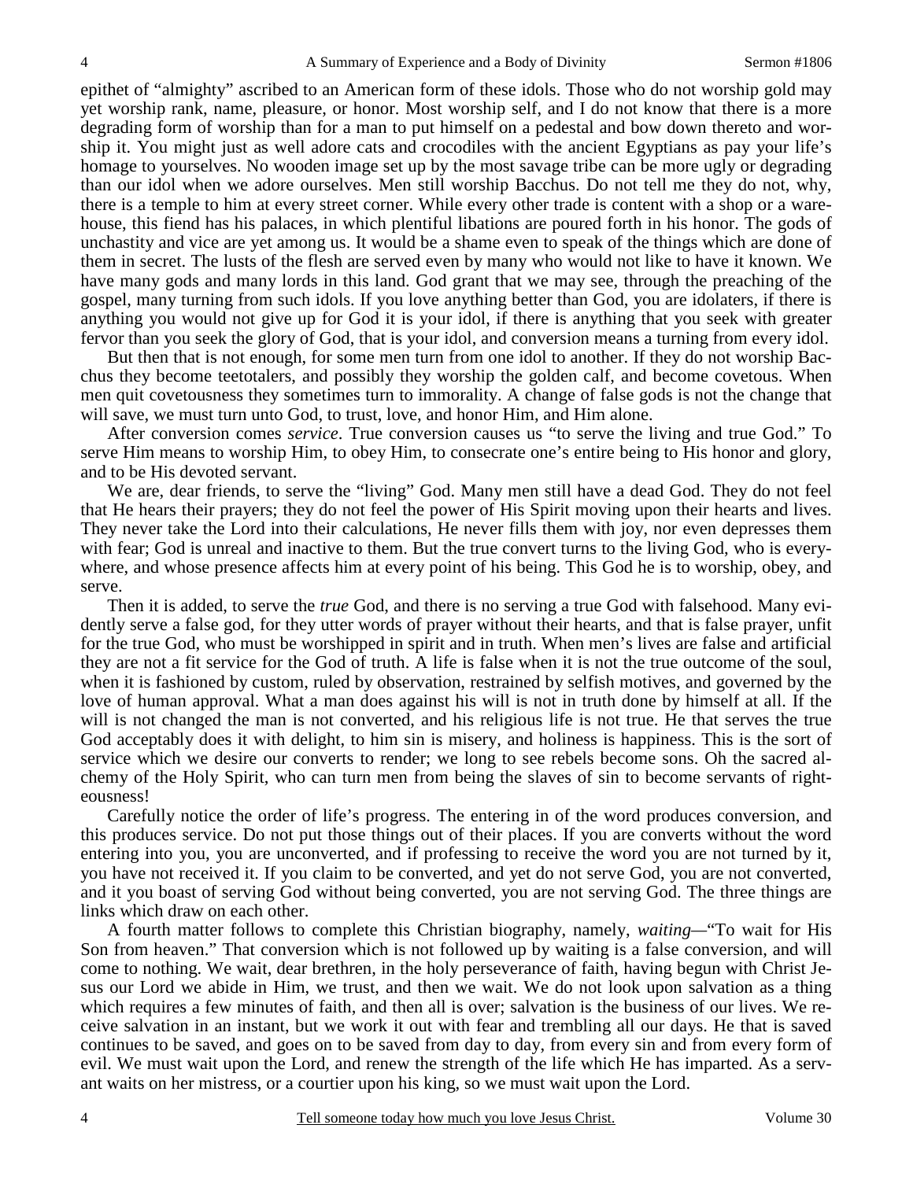epithet of "almighty" ascribed to an American form of these idols. Those who do not worship gold may yet worship rank, name, pleasure, or honor. Most worship self, and I do not know that there is a more degrading form of worship than for a man to put himself on a pedestal and bow down thereto and worship it. You might just as well adore cats and crocodiles with the ancient Egyptians as pay your life's homage to yourselves. No wooden image set up by the most savage tribe can be more ugly or degrading than our idol when we adore ourselves. Men still worship Bacchus. Do not tell me they do not, why, there is a temple to him at every street corner. While every other trade is content with a shop or a warehouse, this fiend has his palaces, in which plentiful libations are poured forth in his honor. The gods of unchastity and vice are yet among us. It would be a shame even to speak of the things which are done of them in secret. The lusts of the flesh are served even by many who would not like to have it known. We have many gods and many lords in this land. God grant that we may see, through the preaching of the gospel, many turning from such idols. If you love anything better than God, you are idolaters, if there is anything you would not give up for God it is your idol, if there is anything that you seek with greater fervor than you seek the glory of God, that is your idol, and conversion means a turning from every idol.

But then that is not enough, for some men turn from one idol to another. If they do not worship Bacchus they become teetotalers, and possibly they worship the golden calf, and become covetous. When men quit covetousness they sometimes turn to immorality. A change of false gods is not the change that will save, we must turn unto God, to trust, love, and honor Him, and Him alone.

After conversion comes *service*. True conversion causes us "to serve the living and true God." To serve Him means to worship Him, to obey Him, to consecrate one's entire being to His honor and glory, and to be His devoted servant.

We are, dear friends, to serve the "living" God. Many men still have a dead God. They do not feel that He hears their prayers; they do not feel the power of His Spirit moving upon their hearts and lives. They never take the Lord into their calculations, He never fills them with joy, nor even depresses them with fear; God is unreal and inactive to them. But the true convert turns to the living God, who is everywhere, and whose presence affects him at every point of his being. This God he is to worship, obey, and serve.

Then it is added, to serve the *true* God, and there is no serving a true God with falsehood. Many evidently serve a false god, for they utter words of prayer without their hearts, and that is false prayer, unfit for the true God, who must be worshipped in spirit and in truth. When men's lives are false and artificial they are not a fit service for the God of truth. A life is false when it is not the true outcome of the soul, when it is fashioned by custom, ruled by observation, restrained by selfish motives, and governed by the love of human approval. What a man does against his will is not in truth done by himself at all. If the will is not changed the man is not converted, and his religious life is not true. He that serves the true God acceptably does it with delight, to him sin is misery, and holiness is happiness. This is the sort of service which we desire our converts to render; we long to see rebels become sons. Oh the sacred alchemy of the Holy Spirit, who can turn men from being the slaves of sin to become servants of righteousness!

Carefully notice the order of life's progress. The entering in of the word produces conversion, and this produces service. Do not put those things out of their places. If you are converts without the word entering into you, you are unconverted, and if professing to receive the word you are not turned by it, you have not received it. If you claim to be converted, and yet do not serve God, you are not converted, and it you boast of serving God without being converted, you are not serving God. The three things are links which draw on each other.

A fourth matter follows to complete this Christian biography, namely, *waiting*—"To wait for His Son from heaven." That conversion which is not followed up by waiting is a false conversion, and will come to nothing. We wait, dear brethren, in the holy perseverance of faith, having begun with Christ Jesus our Lord we abide in Him, we trust, and then we wait. We do not look upon salvation as a thing which requires a few minutes of faith, and then all is over; salvation is the business of our lives. We receive salvation in an instant, but we work it out with fear and trembling all our days. He that is saved continues to be saved, and goes on to be saved from day to day, from every sin and from every form of evil. We must wait upon the Lord, and renew the strength of the life which He has imparted. As a servant waits on her mistress, or a courtier upon his king, so we must wait upon the Lord.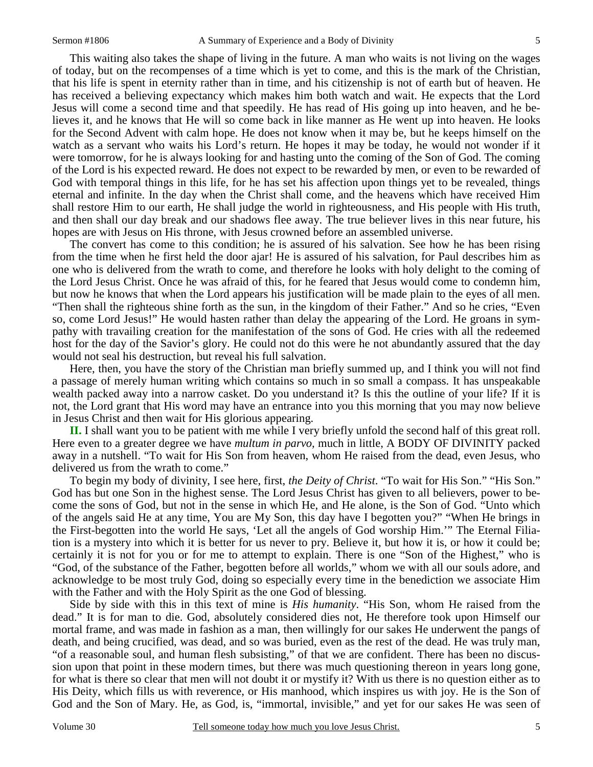This waiting also takes the shape of living in the future. A man who waits is not living on the wages of today, but on the recompenses of a time which is yet to come, and this is the mark of the Christian, that his life is spent in eternity rather than in time, and his citizenship is not of earth but of heaven. He has received a believing expectancy which makes him both watch and wait. He expects that the Lord Jesus will come a second time and that speedily. He has read of His going up into heaven, and he believes it, and he knows that He will so come back in like manner as He went up into heaven. He looks for the Second Advent with calm hope. He does not know when it may be, but he keeps himself on the watch as a servant who waits his Lord's return. He hopes it may be today, he would not wonder if it were tomorrow, for he is always looking for and hasting unto the coming of the Son of God. The coming of the Lord is his expected reward. He does not expect to be rewarded by men, or even to be rewarded of God with temporal things in this life, for he has set his affection upon things yet to be revealed, things eternal and infinite. In the day when the Christ shall come, and the heavens which have received Him shall restore Him to our earth, He shall judge the world in righteousness, and His people with His truth, and then shall our day break and our shadows flee away. The true believer lives in this near future, his hopes are with Jesus on His throne, with Jesus crowned before an assembled universe.

The convert has come to this condition; he is assured of his salvation. See how he has been rising from the time when he first held the door ajar! He is assured of his salvation, for Paul describes him as one who is delivered from the wrath to come, and therefore he looks with holy delight to the coming of the Lord Jesus Christ. Once he was afraid of this, for he feared that Jesus would come to condemn him, but now he knows that when the Lord appears his justification will be made plain to the eyes of all men. "Then shall the righteous shine forth as the sun, in the kingdom of their Father." And so he cries, "Even so, come Lord Jesus!" He would hasten rather than delay the appearing of the Lord. He groans in sympathy with travailing creation for the manifestation of the sons of God. He cries with all the redeemed host for the day of the Savior's glory. He could not do this were he not abundantly assured that the day would not seal his destruction, but reveal his full salvation.

Here, then, you have the story of the Christian man briefly summed up, and I think you will not find a passage of merely human writing which contains so much in so small a compass. It has unspeakable wealth packed away into a narrow casket. Do you understand it? Is this the outline of your life? If it is not, the Lord grant that His word may have an entrance into you this morning that you may now believe in Jesus Christ and then wait for His glorious appearing.

**II.** I shall want you to be patient with me while I very briefly unfold the second half of this great roll. Here even to a greater degree we have *multum in parvo,* much in little, A BODY OF DIVINITY packed away in a nutshell. "To wait for His Son from heaven, whom He raised from the dead, even Jesus, who delivered us from the wrath to come."

To begin my body of divinity, I see here, first, *the Deity of Christ*. "To wait for His Son." "His Son." God has but one Son in the highest sense. The Lord Jesus Christ has given to all believers, power to become the sons of God, but not in the sense in which He, and He alone, is the Son of God. "Unto which of the angels said He at any time, You are My Son, this day have I begotten you?" "When He brings in the First-begotten into the world He says, 'Let all the angels of God worship Him.'" The Eternal Filiation is a mystery into which it is better for us never to pry. Believe it, but how it is, or how it could be; certainly it is not for you or for me to attempt to explain. There is one "Son of the Highest," who is "God, of the substance of the Father, begotten before all worlds," whom we with all our souls adore, and acknowledge to be most truly God, doing so especially every time in the benediction we associate Him with the Father and with the Holy Spirit as the one God of blessing.

Side by side with this in this text of mine is *His humanity*. "His Son, whom He raised from the dead." It is for man to die. God, absolutely considered dies not, He therefore took upon Himself our mortal frame, and was made in fashion as a man, then willingly for our sakes He underwent the pangs of death, and being crucified, was dead, and so was buried, even as the rest of the dead. He was truly man, "of a reasonable soul, and human flesh subsisting," of that we are confident. There has been no discussion upon that point in these modern times, but there was much questioning thereon in years long gone, for what is there so clear that men will not doubt it or mystify it? With us there is no question either as to His Deity, which fills us with reverence, or His manhood, which inspires us with joy. He is the Son of God and the Son of Mary. He, as God, is, "immortal, invisible," and yet for our sakes He was seen of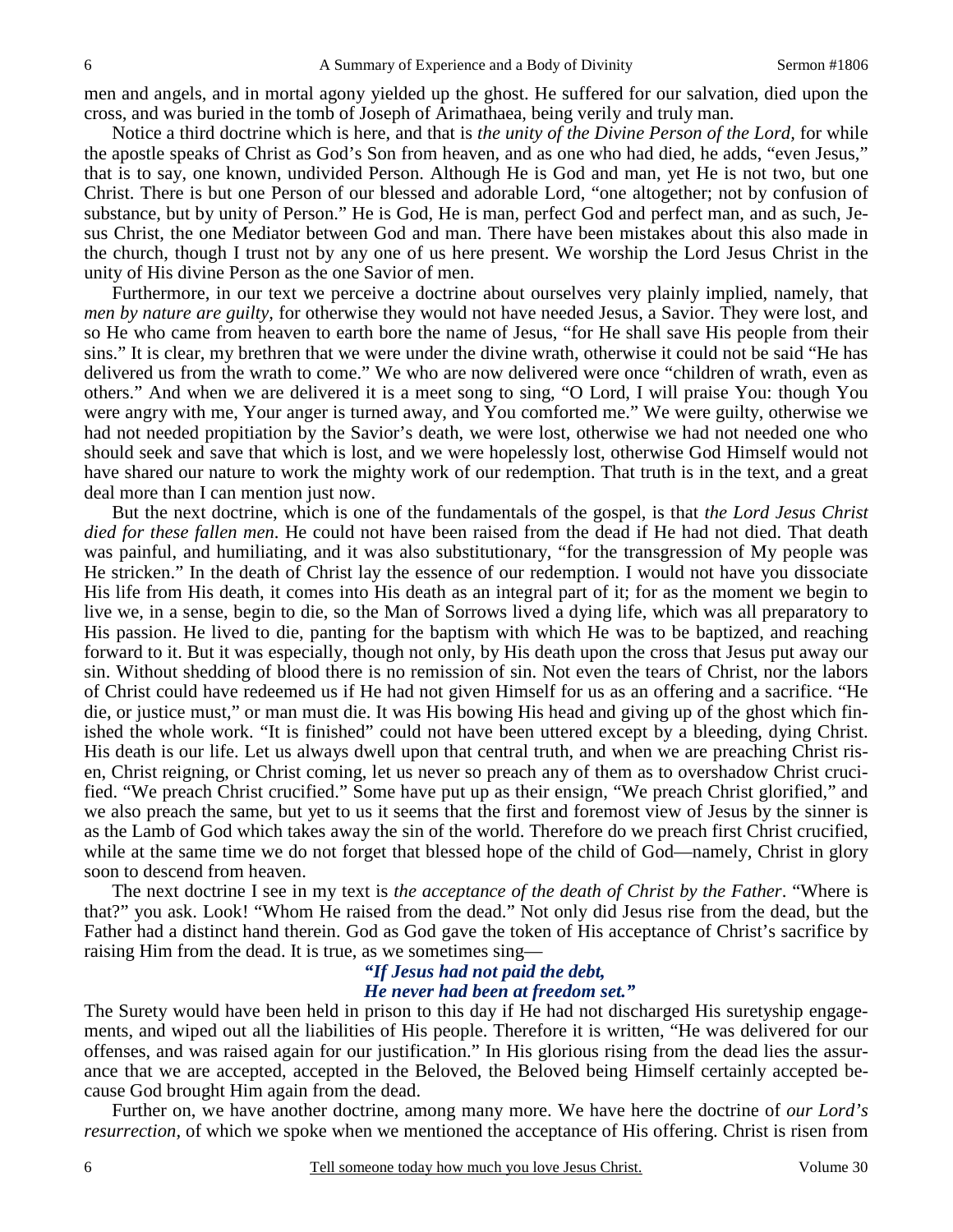men and angels, and in mortal agony yielded up the ghost. He suffered for our salvation, died upon the cross, and was buried in the tomb of Joseph of Arimathaea, being verily and truly man.

Notice a third doctrine which is here, and that is *the unity of the Divine Person of the Lord*, for while the apostle speaks of Christ as God's Son from heaven, and as one who had died, he adds, "even Jesus," that is to say, one known, undivided Person. Although He is God and man, yet He is not two, but one Christ. There is but one Person of our blessed and adorable Lord, "one altogether; not by confusion of substance, but by unity of Person." He is God, He is man, perfect God and perfect man, and as such, Jesus Christ, the one Mediator between God and man. There have been mistakes about this also made in the church, though I trust not by any one of us here present. We worship the Lord Jesus Christ in the unity of His divine Person as the one Savior of men.

Furthermore, in our text we perceive a doctrine about ourselves very plainly implied, namely, that *men by nature are guilty*, for otherwise they would not have needed Jesus, a Savior. They were lost, and so He who came from heaven to earth bore the name of Jesus, "for He shall save His people from their sins." It is clear, my brethren that we were under the divine wrath, otherwise it could not be said "He has delivered us from the wrath to come." We who are now delivered were once "children of wrath, even as others." And when we are delivered it is a meet song to sing, "O Lord, I will praise You: though You were angry with me, Your anger is turned away, and You comforted me." We were guilty, otherwise we had not needed propitiation by the Savior's death, we were lost, otherwise we had not needed one who should seek and save that which is lost, and we were hopelessly lost, otherwise God Himself would not have shared our nature to work the mighty work of our redemption. That truth is in the text, and a great deal more than I can mention just now.

But the next doctrine, which is one of the fundamentals of the gospel, is that *the Lord Jesus Christ died for these fallen men*. He could not have been raised from the dead if He had not died. That death was painful, and humiliating, and it was also substitutionary, "for the transgression of My people was He stricken." In the death of Christ lay the essence of our redemption. I would not have you dissociate His life from His death, it comes into His death as an integral part of it; for as the moment we begin to live we, in a sense, begin to die, so the Man of Sorrows lived a dying life, which was all preparatory to His passion. He lived to die, panting for the baptism with which He was to be baptized, and reaching forward to it. But it was especially, though not only, by His death upon the cross that Jesus put away our sin. Without shedding of blood there is no remission of sin. Not even the tears of Christ, nor the labors of Christ could have redeemed us if He had not given Himself for us as an offering and a sacrifice. "He die, or justice must," or man must die. It was His bowing His head and giving up of the ghost which finished the whole work. "It is finished" could not have been uttered except by a bleeding, dying Christ. His death is our life. Let us always dwell upon that central truth, and when we are preaching Christ risen, Christ reigning, or Christ coming, let us never so preach any of them as to overshadow Christ crucified. "We preach Christ crucified." Some have put up as their ensign, "We preach Christ glorified," and we also preach the same, but yet to us it seems that the first and foremost view of Jesus by the sinner is as the Lamb of God which takes away the sin of the world. Therefore do we preach first Christ crucified, while at the same time we do not forget that blessed hope of the child of God—namely, Christ in glory soon to descend from heaven.

The next doctrine I see in my text is *the acceptance of the death of Christ by the Father*. "Where is that?" you ask. Look! "Whom He raised from the dead." Not only did Jesus rise from the dead, but the Father had a distinct hand therein. God as God gave the token of His acceptance of Christ's sacrifice by raising Him from the dead. It is true, as we sometimes sing—

> ***"If Jesus had not paid the debt,***
> ***He never had been at freedom set."***

The Surety would have been held in prison to this day if He had not discharged His suretyship engagements, and wiped out all the liabilities of His people. Therefore it is written, "He was delivered for our offenses, and was raised again for our justification." In His glorious rising from the dead lies the assurance that we are accepted, accepted in the Beloved, the Beloved being Himself certainly accepted because God brought Him again from the dead.

Further on, we have another doctrine, among many more. We have here the doctrine of *our Lord's resurrection*, of which we spoke when we mentioned the acceptance of His offering. Christ is risen from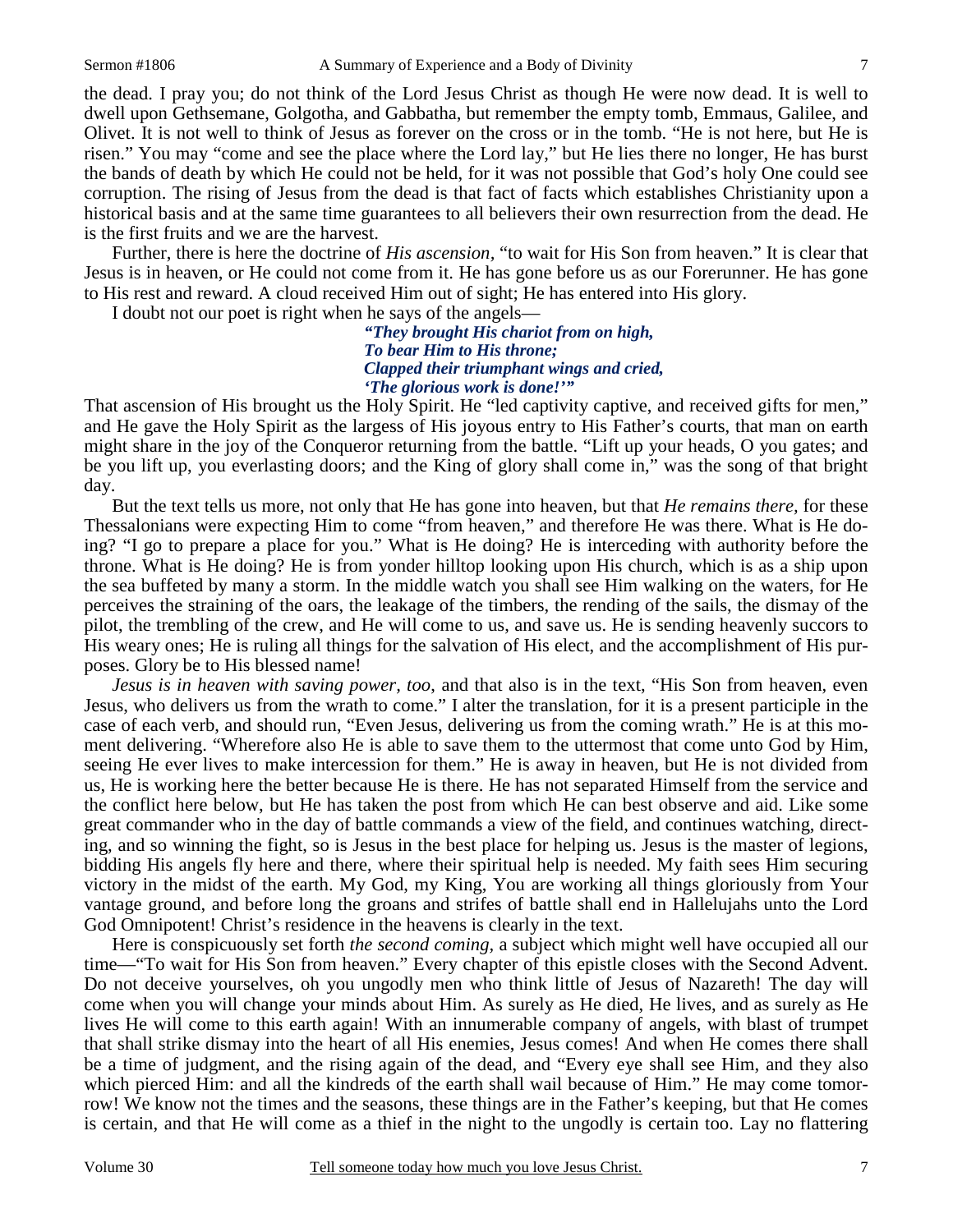the dead. I pray you; do not think of the Lord Jesus Christ as though He were now dead. It is well to dwell upon Gethsemane, Golgotha, and Gabbatha, but remember the empty tomb, Emmaus, Galilee, and Olivet. It is not well to think of Jesus as forever on the cross or in the tomb. "He is not here, but He is risen." You may "come and see the place where the Lord lay," but He lies there no longer, He has burst the bands of death by which He could not be held, for it was not possible that God's holy One could see corruption. The rising of Jesus from the dead is that fact of facts which establishes Christianity upon a historical basis and at the same time guarantees to all believers their own resurrection from the dead. He is the first fruits and we are the harvest.

Further, there is here the doctrine of *His ascension,* "to wait for His Son from heaven." It is clear that Jesus is in heaven, or He could not come from it. He has gone before us as our Forerunner. He has gone to His rest and reward. A cloud received Him out of sight; He has entered into His glory.

I doubt not our poet is right when he says of the angels—

> ***"They brought His chariot from on high,***
> ***To bear Him to His throne;***
> ***Clapped their triumphant wings and cried,***
> ***'The glorious work is done!'"***

That ascension of His brought us the Holy Spirit. He "led captivity captive, and received gifts for men," and He gave the Holy Spirit as the largess of His joyous entry to His Father's courts, that man on earth might share in the joy of the Conqueror returning from the battle. "Lift up your heads, O you gates; and be you lift up, you everlasting doors; and the King of glory shall come in," was the song of that bright day.

But the text tells us more, not only that He has gone into heaven, but that *He remains there,* for these Thessalonians were expecting Him to come "from heaven," and therefore He was there. What is He doing? "I go to prepare a place for you." What is He doing? He is interceding with authority before the throne. What is He doing? He is from yonder hilltop looking upon His church, which is as a ship upon the sea buffeted by many a storm. In the middle watch you shall see Him walking on the waters, for He perceives the straining of the oars, the leakage of the timbers, the rending of the sails, the dismay of the pilot, the trembling of the crew, and He will come to us, and save us. He is sending heavenly succors to His weary ones; He is ruling all things for the salvation of His elect, and the accomplishment of His purposes. Glory be to His blessed name!

*Jesus is in heaven with saving power, too,* and that also is in the text, "His Son from heaven, even Jesus, who delivers us from the wrath to come." I alter the translation, for it is a present participle in the case of each verb, and should run, "Even Jesus, delivering us from the coming wrath." He is at this moment delivering. "Wherefore also He is able to save them to the uttermost that come unto God by Him, seeing He ever lives to make intercession for them." He is away in heaven, but He is not divided from us, He is working here the better because He is there. He has not separated Himself from the service and the conflict here below, but He has taken the post from which He can best observe and aid. Like some great commander who in the day of battle commands a view of the field, and continues watching, directing, and so winning the fight, so is Jesus in the best place for helping us. Jesus is the master of legions, bidding His angels fly here and there, where their spiritual help is needed. My faith sees Him securing victory in the midst of the earth. My God, my King, You are working all things gloriously from Your vantage ground, and before long the groans and strifes of battle shall end in Hallelujahs unto the Lord God Omnipotent! Christ's residence in the heavens is clearly in the text.

Here is conspicuously set forth *the second coming,* a subject which might well have occupied all our time—"To wait for His Son from heaven." Every chapter of this epistle closes with the Second Advent. Do not deceive yourselves, oh you ungodly men who think little of Jesus of Nazareth! The day will come when you will change your minds about Him. As surely as He died, He lives, and as surely as He lives He will come to this earth again! With an innumerable company of angels, with blast of trumpet that shall strike dismay into the heart of all His enemies, Jesus comes! And when He comes there shall be a time of judgment, and the rising again of the dead, and "Every eye shall see Him, and they also which pierced Him: and all the kindreds of the earth shall wail because of Him." He may come tomorrow! We know not the times and the seasons, these things are in the Father's keeping, but that He comes is certain, and that He will come as a thief in the night to the ungodly is certain too. Lay no flattering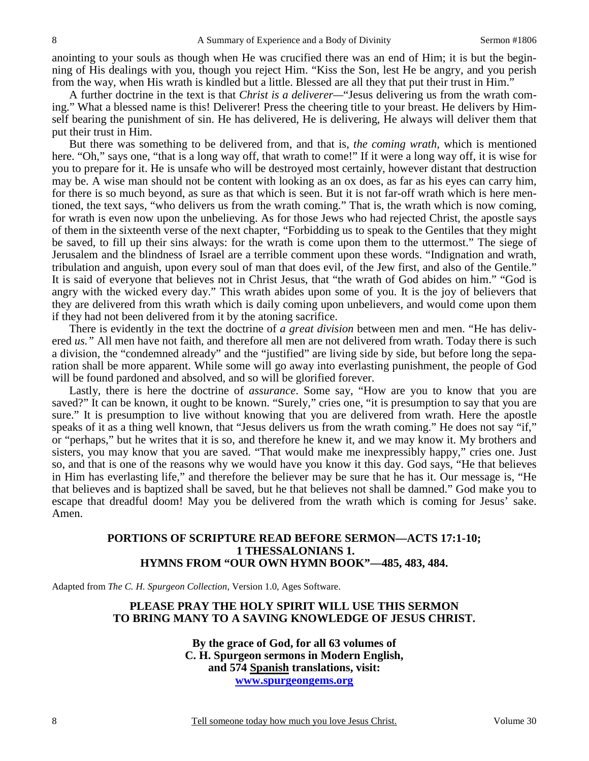anointing to your souls as though when He was crucified there was an end of Him; it is but the beginning of His dealings with you, though you reject Him. "Kiss the Son, lest He be angry, and you perish from the way, when His wrath is kindled but a little. Blessed are all they that put their trust in Him."

A further doctrine in the text is that *Christ is a deliverer*—"Jesus delivering us from the wrath coming." What a blessed name is this! Deliverer! Press the cheering title to your breast. He delivers by Himself bearing the punishment of sin. He has delivered, He is delivering, He always will deliver them that put their trust in Him.

But there was something to be delivered from, and that is, *the coming wrath*, which is mentioned here. "Oh," says one, "that is a long way off, that wrath to come!" If it were a long way off, it is wise for you to prepare for it. He is unsafe who will be destroyed most certainly, however distant that destruction may be. A wise man should not be content with looking as an ox does, as far as his eyes can carry him, for there is so much beyond, as sure as that which is seen. But it is not far-off wrath which is here mentioned, the text says, "who delivers us from the wrath coming." That is, the wrath which is now coming, for wrath is even now upon the unbelieving. As for those Jews who had rejected Christ, the apostle says of them in the sixteenth verse of the next chapter, "Forbidding us to speak to the Gentiles that they might be saved, to fill up their sins always: for the wrath is come upon them to the uttermost." The siege of Jerusalem and the blindness of Israel are a terrible comment upon these words. "Indignation and wrath, tribulation and anguish, upon every soul of man that does evil, of the Jew first, and also of the Gentile." It is said of everyone that believes not in Christ Jesus, that "the wrath of God abides on him." "God is angry with the wicked every day." This wrath abides upon some of you. It is the joy of believers that they are delivered from this wrath which is daily coming upon unbelievers, and would come upon them if they had not been delivered from it by the atoning sacrifice.

There is evidently in the text the doctrine of *a great division* between men and men. "He has delivered *us.*" All men have not faith, and therefore all men are not delivered from wrath. Today there is such a division, the "condemned already" and the "justified" are living side by side, but before long the separation shall be more apparent. While some will go away into everlasting punishment, the people of God will be found pardoned and absolved, and so will be glorified forever.

Lastly, there is here the doctrine of *assurance*. Some say, "How are you to know that you are saved?" It can be known, it ought to be known. "Surely," cries one, "it is presumption to say that you are sure." It is presumption to live without knowing that you are delivered from wrath. Here the apostle speaks of it as a thing well known, that "Jesus delivers us from the wrath coming." He does not say "if," or "perhaps," but he writes that it is so, and therefore he knew it, and we may know it. My brothers and sisters, you may know that you are saved. "That would make me inexpressibly happy," cries one. Just so, and that is one of the reasons why we would have you know it this day. God says, "He that believes in Him has everlasting life," and therefore the believer may be sure that he has it. Our message is, "He that believes and is baptized shall be saved, but he that believes not shall be damned." God make you to escape that dreadful doom! May you be delivered from the wrath which is coming for Jesus' sake. Amen.

**PORTIONS OF SCRIPTURE READ BEFORE SERMON—ACTS 17:1-10; 1 THESSALONIANS 1.**
**HYMNS FROM "OUR OWN HYMN BOOK"—485, 483, 484.**

Adapted from *The C. H. Spurgeon Collection*, Version 1.0, Ages Software.

**PLEASE PRAY THE HOLY SPIRIT WILL USE THIS SERMON TO BRING MANY TO A SAVING KNOWLEDGE OF JESUS CHRIST.**

**By the grace of God, for all 63 volumes of C. H. Spurgeon sermons in Modern English, and 574 Spanish translations, visit: www.spurgeongems.org**